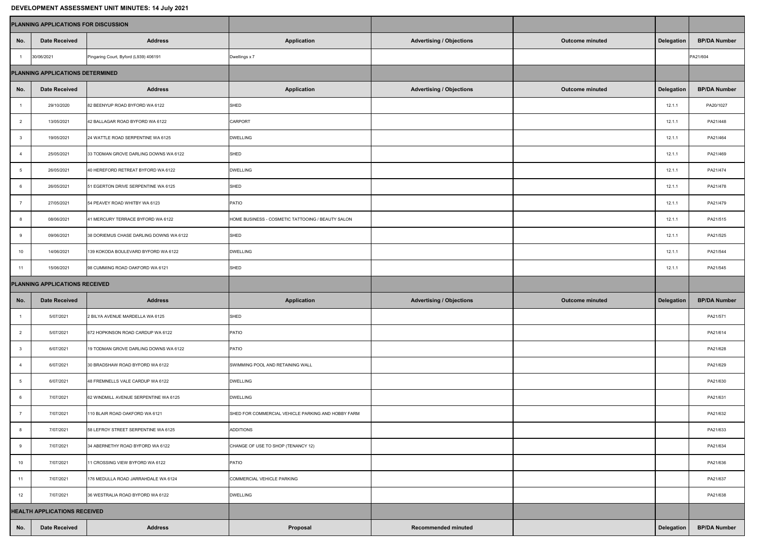**DEVELOPMENT ASSESSMENT UNIT MINUTES: 14 July 2021**

| PLANNING APPLICATIONS FOR DISCUSSION | | | | | | | |
|---|---|---|---|---|---|---|---|
| No. | Date Received | Address | Application | Advertising / Objections | Outcome minuted | Delegation | BP/DA Number |
| 1 | 30/06/2021 | Pingaring Court, Byford (L939) 406191 | Dwellings x 7 | | | | PA21/604 |
| **PLANNING APPLICATIONS DETERMINED** | | | | | | | |
| No. | Date Received | Address | Application | Advertising / Objections | Outcome minuted | Delegation | BP/DA Number |
| 1 | 29/10/2020 | 82 BEENYUP ROAD BYFORD WA 6122 | SHED | | | 12.1.1 | PA20/1027 |
| 2 | 13/05/2021 | 42 BALLAGAR ROAD BYFORD WA 6122 | CARPORT | | | 12.1.1 | PA21/448 |
| 3 | 19/05/2021 | 24 WATTLE ROAD SERPENTINE WA 6125 | DWELLING | | | 12.1.1 | PA21/464 |
| 4 | 25/05/2021 | 33 TODMAN GROVE DARLING DOWNS WA 6122 | SHED | | | 12.1.1 | PA21/469 |
| 5 | 26/05/2021 | 40 HEREFORD RETREAT BYFORD WA 6122 | DWELLING | | | 12.1.1 | PA21/474 |
| 6 | 26/05/2021 | 51 EGERTON DRIVE SERPENTINE WA 6125 | SHED | | | 12.1.1 | PA21/478 |
| 7 | 27/05/2021 | 54 PEAVEY ROAD WHITBY WA 6123 | PATIO | | | 12.1.1 | PA21/479 |
| 8 | 08/06/2021 | 41 MERCURY TERRACE BYFORD WA 6122 | HOME BUSINESS - COSMETIC TATTOOING / BEAUTY SALON | | | 12.1.1 | PA21/515 |
| 9 | 09/06/2021 | 38 DORIEMUS CHASE DARLING DOWNS WA 6122 | SHED | | | 12.1.1 | PA21/525 |
| 10 | 14/06/2021 | 139 KOKODA BOULEVARD BYFORD WA 6122 | DWELLING | | | 12.1.1 | PA21/544 |
| 11 | 15/06/2021 | 98 CUMMING ROAD OAKFORD WA 6121 | SHED | | | 12.1.1 | PA21/545 |
| **PLANNING APPLICATIONS RECEIVED** | | | | | | | |
| No. | Date Received | Address | Application | Advertising / Objections | Outcome minuted | Delegation | BP/DA Number |
| 1 | 5/07/2021 | 2 BILYA AVENUE MARDELLA WA 6125 | SHED | | | | PA21/571 |
| 2 | 5/07/2021 | 672 HOPKINSON ROAD CARDUP WA 6122 | PATIO | | | | PA21/614 |
| 3 | 6/07/2021 | 19 TODMAN GROVE DARLING DOWNS WA 6122 | PATIO | | | | PA21/628 |
| 4 | 6/07/2021 | 30 BRADSHAW ROAD BYFORD WA 6122 | SWIMMING POOL AND RETAINING WALL | | | | PA21/629 |
| 5 | 6/07/2021 | 48 FREMNELLS VALE CARDUP WA 6122 | DWELLING | | | | PA21/630 |
| 6 | 7/07/2021 | 62 WINDMILL AVENUE SERPENTINE WA 6125 | DWELLING | | | | PA21/631 |
| 7 | 7/07/2021 | 110 BLAIR ROAD OAKFORD WA 6121 | SHED FOR COMMERCIAL VEHICLE PARKING AND HOBBY FARM | | | | PA21/632 |
| 8 | 7/07/2021 | 58 LEFROY STREET SERPENTINE WA 6125 | ADDITIONS | | | | PA21/633 |
| 9 | 7/07/2021 | 34 ABERNETHY ROAD BYFORD WA 6122 | CHANGE OF USE TO SHOP (TENANCY 12) | | | | PA21/634 |
| 10 | 7/07/2021 | 11 CROSSING VIEW BYFORD WA 6122 | PATIO | | | | PA21/636 |
| 11 | 7/07/2021 | 176 MEDULLA ROAD JARRAHDALE WA 6124 | COMMERCIAL VEHICLE PARKING | | | | PA21/637 |
| 12 | 7/07/2021 | 36 WESTRALIA ROAD BYFORD WA 6122 | DWELLING | | | | PA21/638 |
| **HEALTH APPLICATIONS RECEIVED** | | | | | | | |
| No. | Date Received | Address | Proposal | Recommended minuted | | Delegation | BP/DA Number |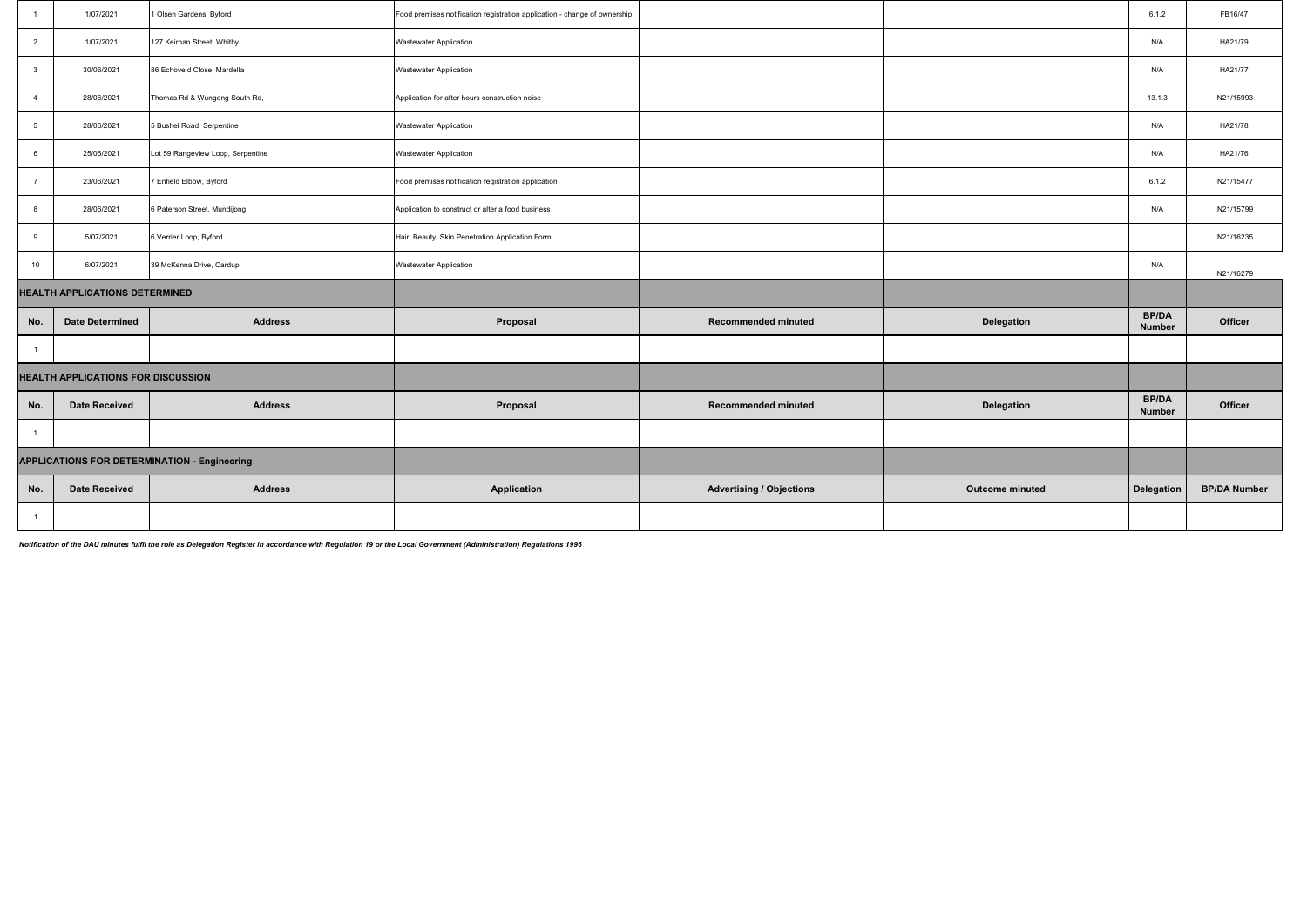| | | | | | | | |
|---|---|---|---|---|---|---|---|
| 1 | 1/07/2021 | 1 Olsen Gardens, Byford | Food premises notification registration application - change of ownership | | | 6.1.2 | FB16/47 |
| 2 | 1/07/2021 | 127 Keirnan Street, Whitby | Wastewater Application | | | N/A | HA21/79 |
| 3 | 30/06/2021 | 86 Echoveld Close, Mardella | Wastewater Application | | | N/A | HA21/77 |
| 4 | 28/06/2021 | Thomas Rd & Wungong South Rd, | Application for after hours construction noise | | | 13.1.3 | IN21/15993 |
| 5 | 28/06/2021 | 5 Bushel Road, Serpentine | Wastewater Application | | | N/A | HA21/78 |
| 6 | 25/06/2021 | Lot 59 Rangeview Loop, Serpentine | Wastewater Application | | | N/A | HA21/76 |
| 7 | 23/06/2021 | 7 Enfield Elbow, Byford | Food premises notification registration application | | | 6.1.2 | IN21/15477 |
| 8 | 28/06/2021 | 6 Paterson Street, Mundijong | Application to construct or alter a food business | | | N/A | IN21/15799 |
| 9 | 5/07/2021 | 6 Verrier Loop, Byford | Hair, Beauty, Skin Penetration Application Form | | | | IN21/16235 |
| 10 | 6/07/2021 | 39 McKenna Drive, Cardup | Wastewater Application | | | N/A | IN21/16279 |

**HEALTH APPLICATIONS DETERMINED**

| No. | Date Determined | Address | Proposal | Recommended minuted | Delegation | BP/DA Number | Officer |
|---|---|---|---|---|---|---|---|
| 1 | | | | | | | |

**HEALTH APPLICATIONS FOR DISCUSSION**

| No. | Date Received | Address | Proposal | Recommended minuted | Delegation | BP/DA Number | Officer |
|---|---|---|---|---|---|---|---|
| 1 | | | | | | | |

**APPLICATIONS FOR DETERMINATION - Engineering**

| No. | Date Received | Address | Application | Advertising / Objections | Outcome minuted | Delegation | BP/DA Number |
|---|---|---|---|---|---|---|---|
| 1 | | | | | | | |

***Notification of the DAU minutes fulfil the role as Delegation Register in accordance with Regulation 19 or the Local Government (Administration) Regulations 1996***